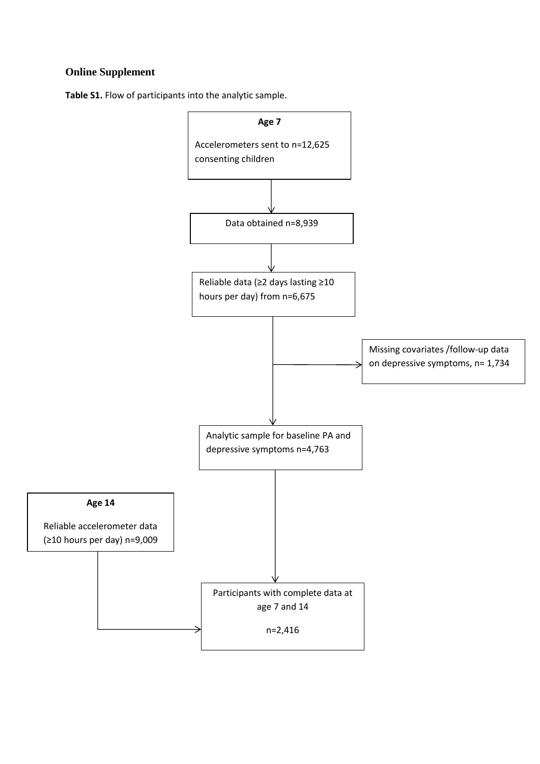## Online Supplement

**Table S1.** Flow of participants into the analytic sample.

**Age 7**

Accelerometers sent to n=12,625 consenting children

↓

Data obtained n=8,939

↓

Reliable data (≥2 days lasting ≥10 hours per day) from n=6,675

↓ → Missing covariates /follow-up data on depressive symptoms, n= 1,734

↓

Analytic sample for baseline PA and depressive symptoms n=4,763

↓

**Age 14**

Reliable accelerometer data (≥10 hours per day) n=9,009

↓

Participants with complete data at age 7 and 14

n=2,416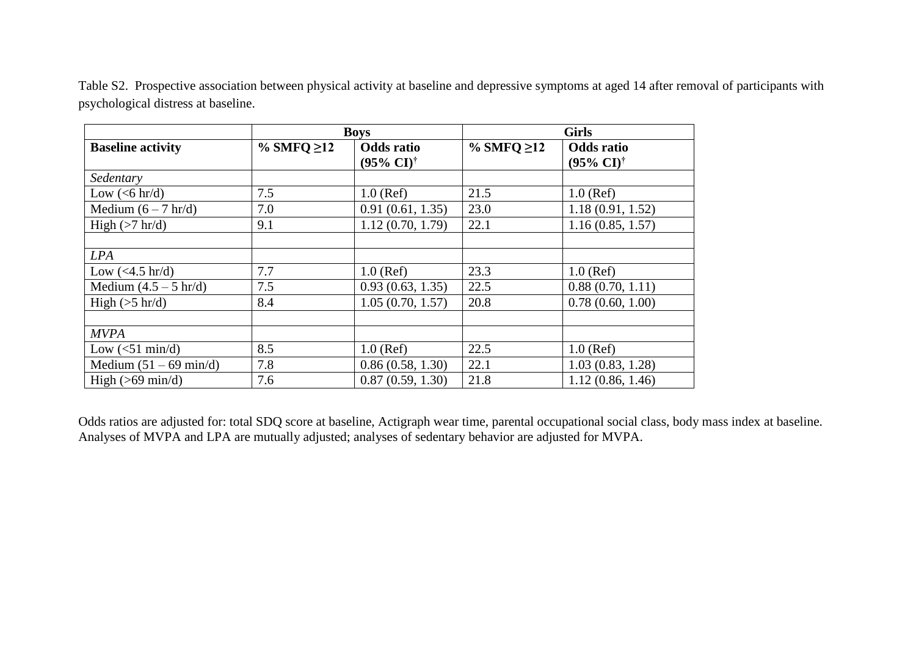Table S2. Prospective association between physical activity at baseline and depressive symptoms at aged 14 after removal of participants with psychological distress at baseline.

| | **Boys** | | **Girls** | |
|---|---|---|---|---|
| **Baseline activity** | **% SMFQ ≥12** | **Odds ratio (95% CI)†** | **% SMFQ ≥12** | **Odds ratio (95% CI)†** |
| *Sedentary* | | | | |
| Low (<6 hr/d) | 7.5 | 1.0 (Ref) | 21.5 | 1.0 (Ref) |
| Medium (6 – 7 hr/d) | 7.0 | 0.91 (0.61, 1.35) | 23.0 | 1.18 (0.91, 1.52) |
| High (>7 hr/d) | 9.1 | 1.12 (0.70, 1.79) | 22.1 | 1.16 (0.85, 1.57) |
| | | | | |
| *LPA* | | | | |
| Low (<4.5 hr/d) | 7.7 | 1.0 (Ref) | 23.3 | 1.0 (Ref) |
| Medium (4.5 – 5 hr/d) | 7.5 | 0.93 (0.63, 1.35) | 22.5 | 0.88 (0.70, 1.11) |
| High (>5 hr/d) | 8.4 | 1.05 (0.70, 1.57) | 20.8 | 0.78 (0.60, 1.00) |
| | | | | |
| *MVPA* | | | | |
| Low (<51 min/d) | 8.5 | 1.0 (Ref) | 22.5 | 1.0 (Ref) |
| Medium (51 – 69 min/d) | 7.8 | 0.86 (0.58, 1.30) | 22.1 | 1.03 (0.83, 1.28) |
| High (>69 min/d) | 7.6 | 0.87 (0.59, 1.30) | 21.8 | 1.12 (0.86, 1.46) |

Odds ratios are adjusted for: total SDQ score at baseline, Actigraph wear time, parental occupational social class, body mass index at baseline. Analyses of MVPA and LPA are mutually adjusted; analyses of sedentary behavior are adjusted for MVPA.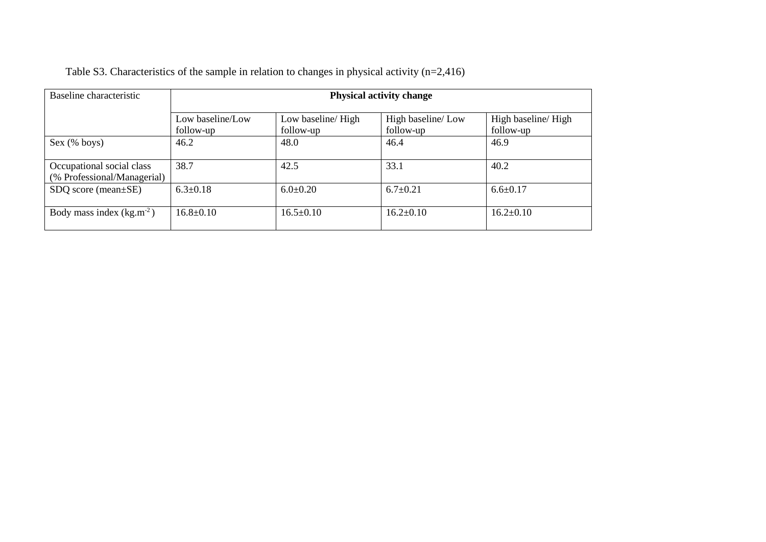Table S3. Characteristics of the sample in relation to changes in physical activity (n=2,416)

| Baseline characteristic | **Physical activity change** | | | |
|---|---|---|---|---|
| | Low baseline/Low follow-up | Low baseline/ High follow-up | High baseline/ Low follow-up | High baseline/ High follow-up |
| Sex (% boys) | 46.2 | 48.0 | 46.4 | 46.9 |
| Occupational social class (% Professional/Managerial) | 38.7 | 42.5 | 33.1 | 40.2 |
| SDQ score (mean±SE) | 6.3±0.18 | 6.0±0.20 | 6.7±0.21 | 6.6±0.17 |
| Body mass index ($kg.m^{-2}$) | 16.8±0.10 | 16.5±0.10 | 16.2±0.10 | 16.2±0.10 |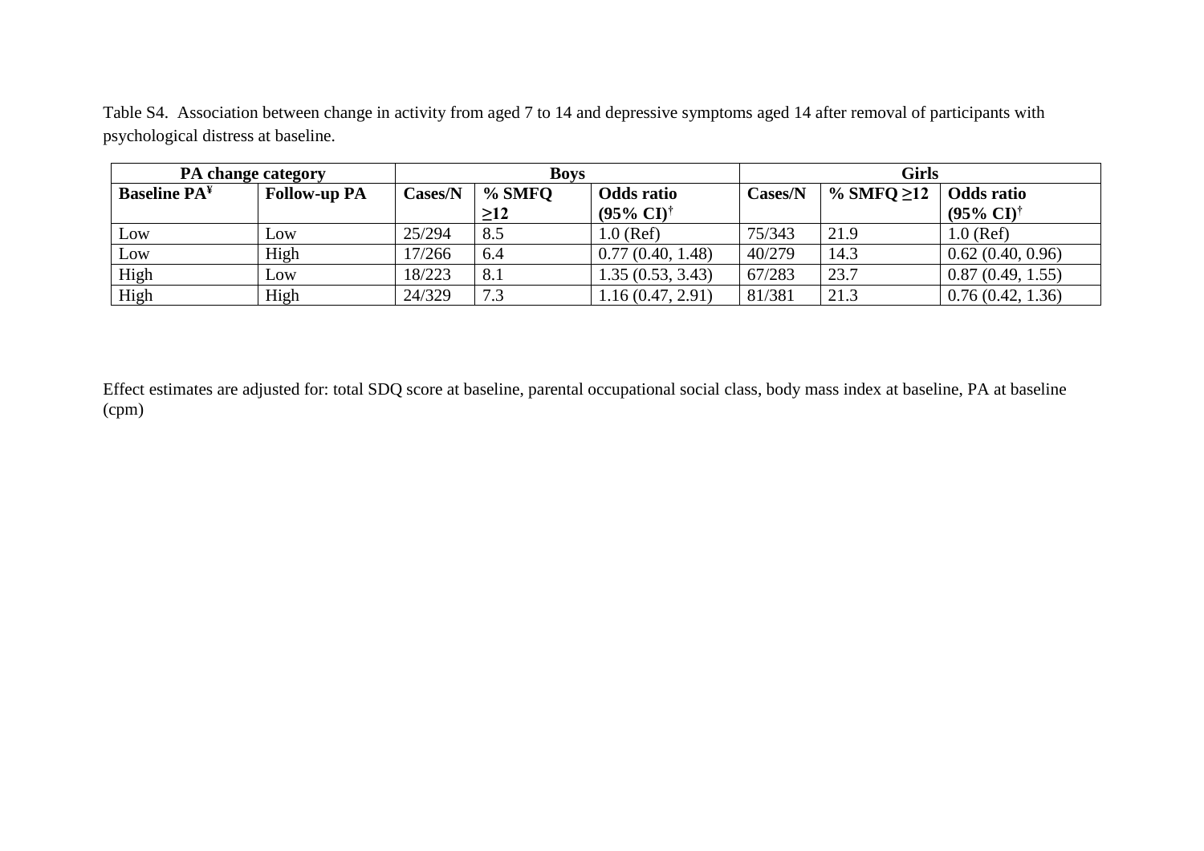Table S4. Association between change in activity from aged 7 to 14 and depressive symptoms aged 14 after removal of participants with psychological distress at baseline.

| PA change category | | Boys | | | Girls | | |
|---|---|---|---|---|---|---|---|
| **Baseline PA[¥]** | **Follow-up PA** | **Cases/N** | **% SMFQ ≥12** | **Odds ratio (95% CI)[†]** | **Cases/N** | **% SMFQ ≥12** | **Odds ratio (95% CI)[†]** |
| Low | Low | 25/294 | 8.5 | 1.0 (Ref) | 75/343 | 21.9 | 1.0 (Ref) |
| Low | High | 17/266 | 6.4 | 0.77 (0.40, 1.48) | 40/279 | 14.3 | 0.62 (0.40, 0.96) |
| High | Low | 18/223 | 8.1 | 1.35 (0.53, 3.43) | 67/283 | 23.7 | 0.87 (0.49, 1.55) |
| High | High | 24/329 | 7.3 | 1.16 (0.47, 2.91) | 81/381 | 21.3 | 0.76 (0.42, 1.36) |

Effect estimates are adjusted for: total SDQ score at baseline, parental occupational social class, body mass index at baseline, PA at baseline (cpm)